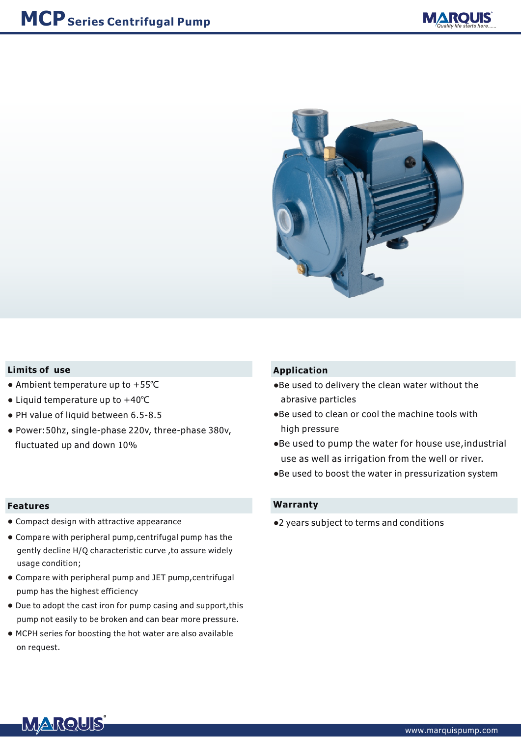# MCP Series Centrifugal Pump

## Limits of use

- Ambient temperature up to +55℃
- Liquid temperature up to +40℃
- PH value of liquid between 6.5-8.5
- Power:50hz, single-phase 220v, three-phase 380v, fluctuated up and down 10%

## Application

- Be used to delivery the clean water without the abrasive particles
- Be used to clean or cool the machine tools with high pressure
- Be used to pump the water for house use,industrial use as well as irrigation from the well or river.
- Be used to boost the water in pressurization system

## Features

- Compact design with attractive appearance
- Compare with peripheral pump,centrifugal pump has the gently decline H/Q characteristic curve ,to assure widely usage condition;
- Compare with peripheral pump and JET pump,centrifugal pump has the highest efficiency
- Due to adopt the cast iron for pump casing and support,this pump not easily to be broken and can bear more pressure.
- MCPH series for boosting the hot water are also available on request.

## Warranty

- 2 years subject to terms and conditions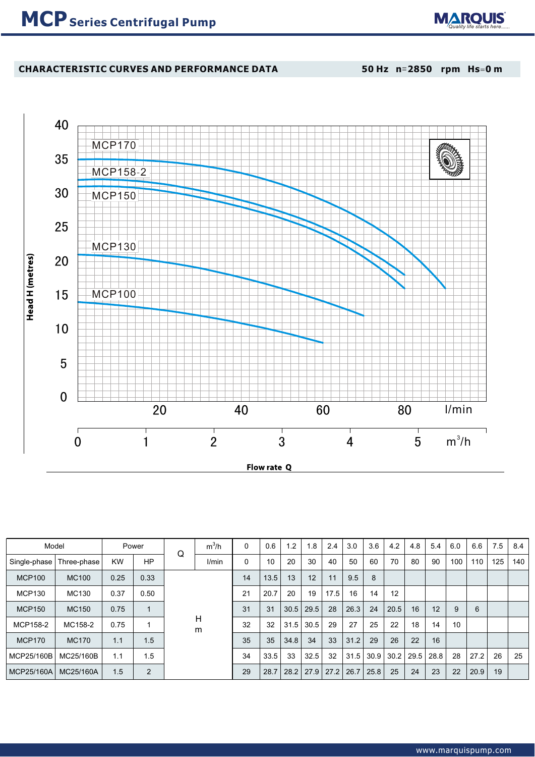# MCP Series Centrifugal Pump

**CHARACTERISTIC CURVES AND PERFORMANCE DATA** **50 Hz n=2850 rpm Hs=0 m**

| Model | | Power | | Q | $m^3/h$ | 0 | 0.6 | 1.2 | 1.8 | 2.4 | 3.0 | 3.6 | 4.2 | 4.8 | 5.4 | 6.0 | 6.6 | 7.5 | 8.4 |
|---|---|---|---|---|---|---|---|---|---|---|---|---|---|---|---|---|---|---|---|
| Single-phase | Three-phase | KW | HP | | l/min | 0 | 10 | 20 | 30 | 40 | 50 | 60 | 70 | 80 | 90 | 100 | 110 | 125 | 140 |
| MCP100 | MC100 | 0.25 | 0.33 | H m | | 14 | 13.5 | 13 | 12 | 11 | 9.5 | 8 | | | | | | | |
| MCP130 | MC130 | 0.37 | 0.50 | | | 21 | 20.7 | 20 | 19 | 17.5 | 16 | 14 | 12 | | | | | | |
| MCP150 | MC150 | 0.75 | 1 | | | 31 | 31 | 30.5 | 29.5 | 28 | 26.3 | 24 | 20.5 | 16 | 12 | 9 | 6 | | |
| MCP158-2 | MC158-2 | 0.75 | 1 | | | 32 | 32 | 31.5 | 30.5 | 29 | 27 | 25 | 22 | 18 | 14 | 10 | | | |
| MCP170 | MC170 | 1.1 | 1.5 | | | 35 | 35 | 34.8 | 34 | 33 | 31.2 | 29 | 26 | 22 | 16 | | | | |
| MCP25/160B | MC25/160B | 1.1 | 1.5 | | | 34 | 33.5 | 33 | 32.5 | 32 | 31.5 | 30.9 | 30.2 | 29.5 | 28.8 | 28 | 27.2 | 26 | 25 |
| MCP25/160A | MC25/160A | 1.5 | 2 | | | 29 | 28.7 | 28.2 | 27.9 | 27.2 | 26.7 | 25.8 | 25 | 24 | 23 | 22 | 20.9 | 19 | |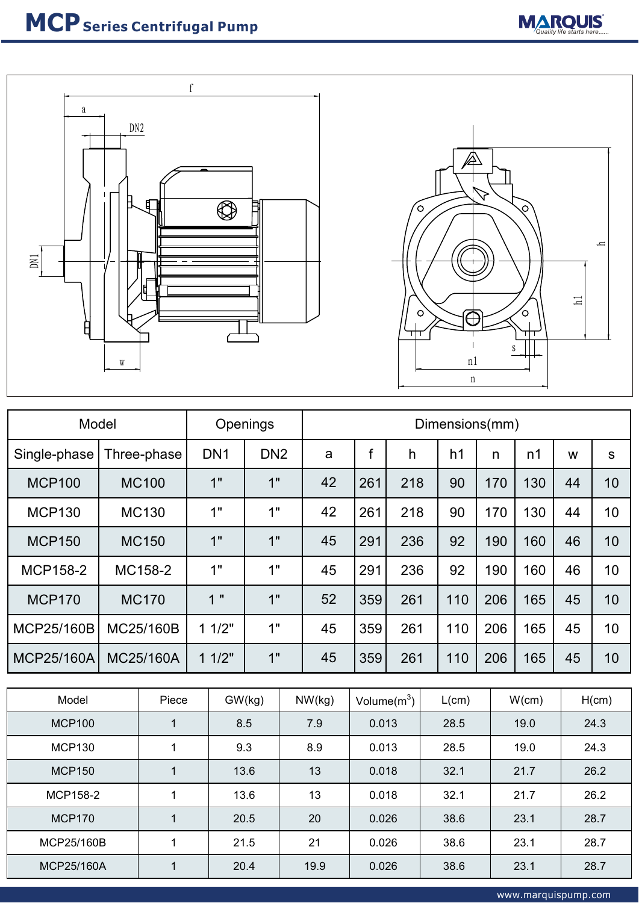# MCP Series Centrifugal Pump

| Model | | Openings | | Dimensions(mm) | | | | | | | |
|---|---|---|---|---|---|---|---|---|---|---|---|
| Single-phase | Three-phase | DN1 | DN2 | a | f | h | h1 | n | n1 | w | s |
| MCP100 | MC100 | 1" | 1" | 42 | 261 | 218 | 90 | 170 | 130 | 44 | 10 |
| MCP130 | MC130 | 1" | 1" | 42 | 261 | 218 | 90 | 170 | 130 | 44 | 10 |
| MCP150 | MC150 | 1" | 1" | 45 | 291 | 236 | 92 | 190 | 160 | 46 | 10 |
| MCP158-2 | MC158-2 | 1" | 1" | 45 | 291 | 236 | 92 | 190 | 160 | 46 | 10 |
| MCP170 | MC170 | 1 " | 1" | 52 | 359 | 261 | 110 | 206 | 165 | 45 | 10 |
| MCP25/160B | MC25/160B | 1 1/2" | 1" | 45 | 359 | 261 | 110 | 206 | 165 | 45 | 10 |
| MCP25/160A | MC25/160A | 1 1/2" | 1" | 45 | 359 | 261 | 110 | 206 | 165 | 45 | 10 |

| Model | Piece | GW(kg) | NW(kg) | Volume($m^3$) | L(cm) | W(cm) | H(cm) |
|---|---|---|---|---|---|---|---|
| MCP100 | 1 | 8.5 | 7.9 | 0.013 | 28.5 | 19.0 | 24.3 |
| MCP130 | 1 | 9.3 | 8.9 | 0.013 | 28.5 | 19.0 | 24.3 |
| MCP150 | 1 | 13.6 | 13 | 0.018 | 32.1 | 21.7 | 26.2 |
| MCP158-2 | 1 | 13.6 | 13 | 0.018 | 32.1 | 21.7 | 26.2 |
| MCP170 | 1 | 20.5 | 20 | 0.026 | 38.6 | 23.1 | 28.7 |
| MCP25/160B | 1 | 21.5 | 21 | 0.026 | 38.6 | 23.1 | 28.7 |
| MCP25/160A | 1 | 20.4 | 19.9 | 0.026 | 38.6 | 23.1 | 28.7 |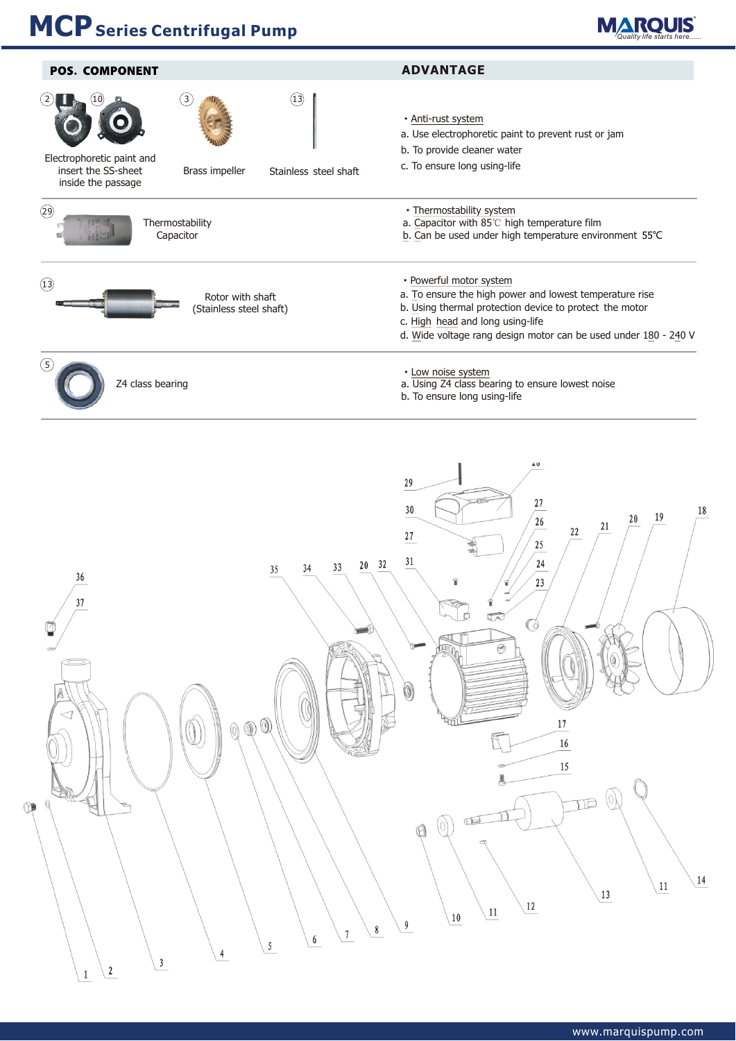# MCP Series Centrifugal Pump

MARQUIS
Quality life starts here......

| POS. COMPONENT | | ADVANTAGE |
|---|---|---|
| 2 10 | Electrophoretic paint and insert the SS-sheet inside the passage | • Anti-rust system<br>a. Use electrophoretic paint to prevent rust or jam<br>b. To provide cleaner water<br>c. To ensure long using-life |
| 3 | Brass impeller | |
| 13 | Stainless steel shaft | |
| 29 | Thermostability Capacitor | • Thermostability system<br>a. Capacitor with 85℃ high temperature film<br>b. Can be used under high temperature environment 55℃ |
| 13 | Rotor with shaft (Stainless steel shaft) | • Powerful motor system<br>a. To ensure the high power and lowest temperature rise<br>b. Using thermal protection device to protect the motor<br>c. High head and long using-life<br>d. Wide voltage rang design motor can be used under 180 - 240 V |
| 5 | Z4 class bearing | • Low noise system<br>a. Using Z4 class bearing to ensure lowest noise<br>b. To ensure long using-life |

1 2 3 4 5 6 7 8 9 10 11 12 13 11 14 15 16 17 18 19 20 21 22 23 24 25 26 27 28 29 30 27 31 32 20 33 34 35 36 37

www.marquispump.com